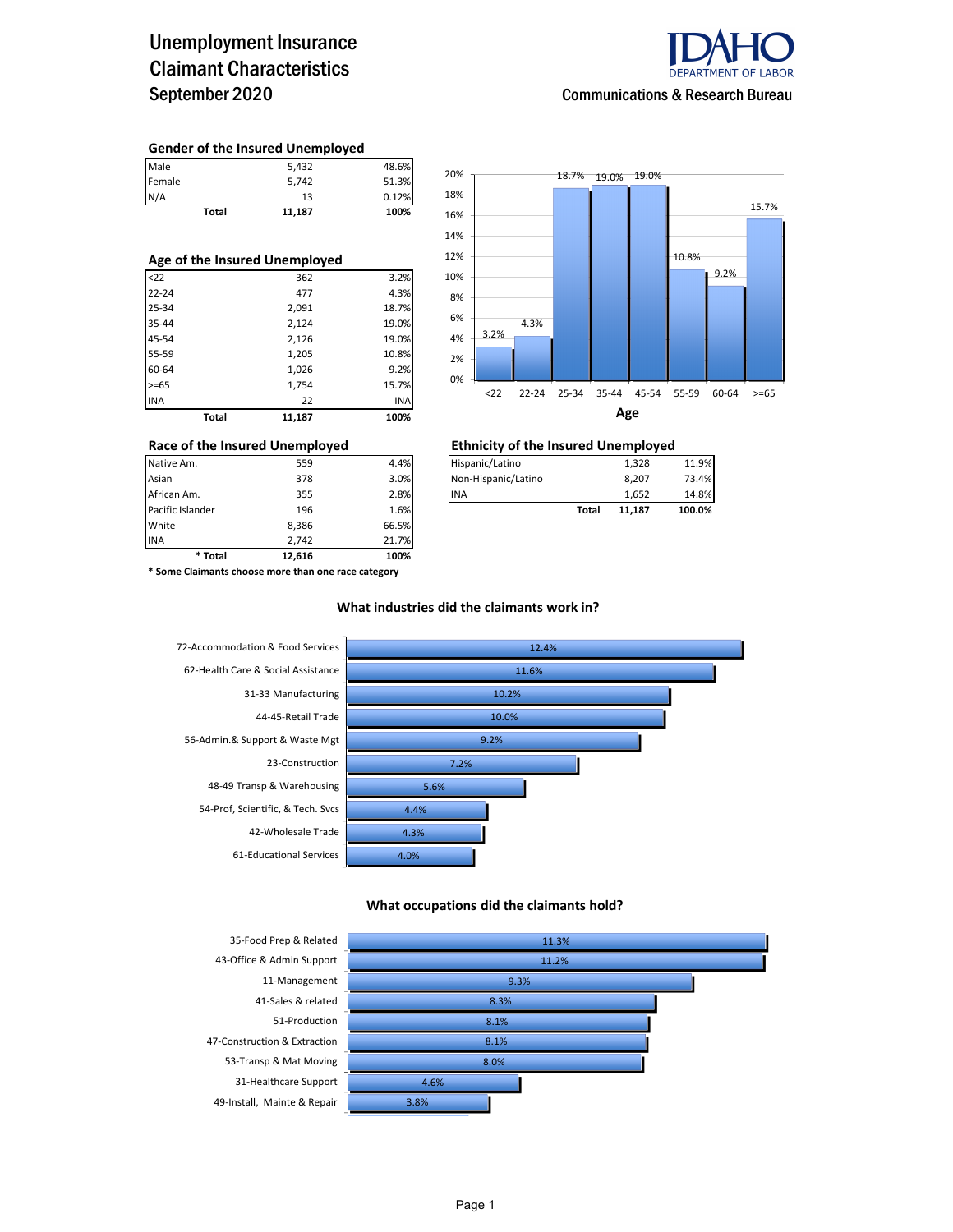# Unemployment Insurance Claimant Characteristics
## September 2020

IDAHO DEPARTMENT OF LABOR
Communications & Research Bureau

### Gender of the Insured Unemployed

| | | |
|---|---|---|
| Male | 5,432 | 48.6% |
| Female | 5,742 | 51.3% |
| N/A | 13 | 0.12% |
| **Total** | **11,187** | **100%** |

### Age of the Insured Unemployed

| | | |
|---|---|---|
| <22 | 362 | 3.2% |
| 22-24 | 477 | 4.3% |
| 25-34 | 2,091 | 18.7% |
| 35-44 | 2,124 | 19.0% |
| 45-54 | 2,126 | 19.0% |
| 55-59 | 1,205 | 10.8% |
| 60-64 | 1,026 | 9.2% |
| >=65 | 1,754 | 15.7% |
| INA | 22 | INA |
| **Total** | **11,187** | **100%** |

| Age | <22 | 22-24 | 25-34 | 35-44 | 45-54 | 55-59 | 60-64 | >=65 |
|---|---|---|---|---|---|---|---|---|
| % | 3.2% | 4.3% | 18.7% | 19.0% | 19.0% | 10.8% | 9.2% | 15.7% |

### Race of the Insured Unemployed

| | | |
|---|---|---|
| Native Am. | 559 | 4.4% |
| Asian | 378 | 3.0% |
| African Am. | 355 | 2.8% |
| Pacific Islander | 196 | 1.6% |
| White | 8,386 | 66.5% |
| INA | 2,742 | 21.7% |
| **\* Total** | **12,616** | **100%** |

**\* Some Claimants choose more than one race category**

### Ethnicity of the Insured Unemployed

| | | |
|---|---|---|
| Hispanic/Latino | 1,328 | 11.9% |
| Non-Hispanic/Latino | 8,207 | 73.4% |
| INA | 1,652 | 14.8% |
| **Total** | **11,187** | **100.0%** |

### What industries did the claimants work in?

| Industry | % |
|---|---|
| 72-Accommodation & Food Services | 12.4% |
| 62-Health Care & Social Assistance | 11.6% |
| 31-33 Manufacturing | 10.2% |
| 44-45-Retail Trade | 10.0% |
| 56-Admin.& Support & Waste Mgt | 9.2% |
| 23-Construction | 7.2% |
| 48-49 Transp & Warehousing | 5.6% |
| 54-Prof, Scientific, & Tech. Svcs | 4.4% |
| 42-Wholesale Trade | 4.3% |
| 61-Educational Services | 4.0% |

### What occupations did the claimants hold?

| Occupation | % |
|---|---|
| 35-Food Prep & Related | 11.3% |
| 43-Office & Admin Support | 11.2% |
| 11-Management | 9.3% |
| 41-Sales & related | 8.3% |
| 51-Production | 8.1% |
| 47-Construction & Extraction | 8.1% |
| 53-Transp & Mat Moving | 8.0% |
| 31-Healthcare Support | 4.6% |
| 49-Install, Mainte & Repair | 3.8% |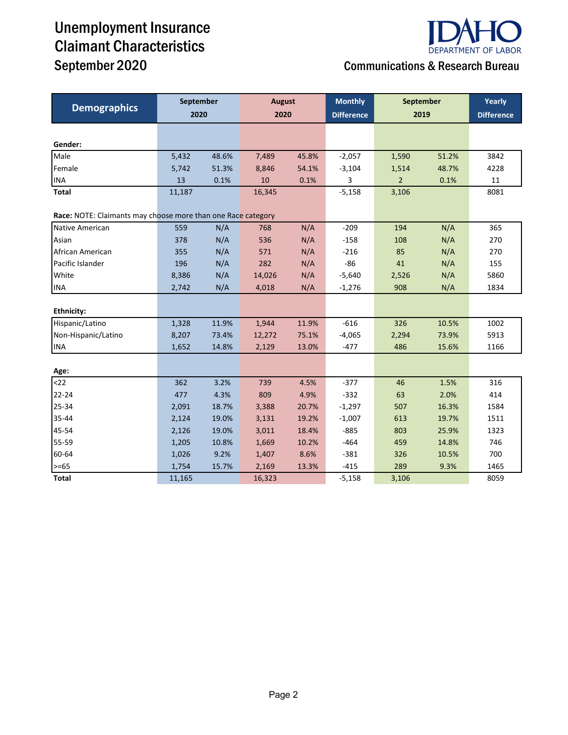# Unemployment Insurance Claimant Characteristics

## September 2020

**IDAHO DEPARTMENT OF LABOR**

**Communications & Research Bureau**

| Demographics | September 2020 | | August 2020 | | Monthly Difference | September 2019 | | Yearly Difference |
|---|---|---|---|---|---|---|---|---|
| **Gender:** | | | | | | | | |
| Male | 5,432 | 48.6% | 7,489 | 45.8% | -2,057 | 1,590 | 51.2% | 3842 |
| Female | 5,742 | 51.3% | 8,846 | 54.1% | -3,104 | 1,514 | 48.7% | 4228 |
| INA | 13 | 0.1% | 10 | 0.1% | 3 | 2 | 0.1% | 11 |
| **Total** | 11,187 | | 16,345 | | -5,158 | 3,106 | | 8081 |
| **Race:** NOTE: Claimants may choose more than one Race category | | | | | | | | |
| Native American | 559 | N/A | 768 | N/A | -209 | 194 | N/A | 365 |
| Asian | 378 | N/A | 536 | N/A | -158 | 108 | N/A | 270 |
| African American | 355 | N/A | 571 | N/A | -216 | 85 | N/A | 270 |
| Pacific Islander | 196 | N/A | 282 | N/A | -86 | 41 | N/A | 155 |
| White | 8,386 | N/A | 14,026 | N/A | -5,640 | 2,526 | N/A | 5860 |
| INA | 2,742 | N/A | 4,018 | N/A | -1,276 | 908 | N/A | 1834 |
| **Ethnicity:** | | | | | | | | |
| Hispanic/Latino | 1,328 | 11.9% | 1,944 | 11.9% | -616 | 326 | 10.5% | 1002 |
| Non-Hispanic/Latino | 8,207 | 73.4% | 12,272 | 75.1% | -4,065 | 2,294 | 73.9% | 5913 |
| INA | 1,652 | 14.8% | 2,129 | 13.0% | -477 | 486 | 15.6% | 1166 |
| **Age:** | | | | | | | | |
| <22 | 362 | 3.2% | 739 | 4.5% | -377 | 46 | 1.5% | 316 |
| 22-24 | 477 | 4.3% | 809 | 4.9% | -332 | 63 | 2.0% | 414 |
| 25-34 | 2,091 | 18.7% | 3,388 | 20.7% | -1,297 | 507 | 16.3% | 1584 |
| 35-44 | 2,124 | 19.0% | 3,131 | 19.2% | -1,007 | 613 | 19.7% | 1511 |
| 45-54 | 2,126 | 19.0% | 3,011 | 18.4% | -885 | 803 | 25.9% | 1323 |
| 55-59 | 1,205 | 10.8% | 1,669 | 10.2% | -464 | 459 | 14.8% | 746 |
| 60-64 | 1,026 | 9.2% | 1,407 | 8.6% | -381 | 326 | 10.5% | 700 |
| >=65 | 1,754 | 15.7% | 2,169 | 13.3% | -415 | 289 | 9.3% | 1465 |
| **Total** | 11,165 | | 16,323 | | -5,158 | 3,106 | | 8059 |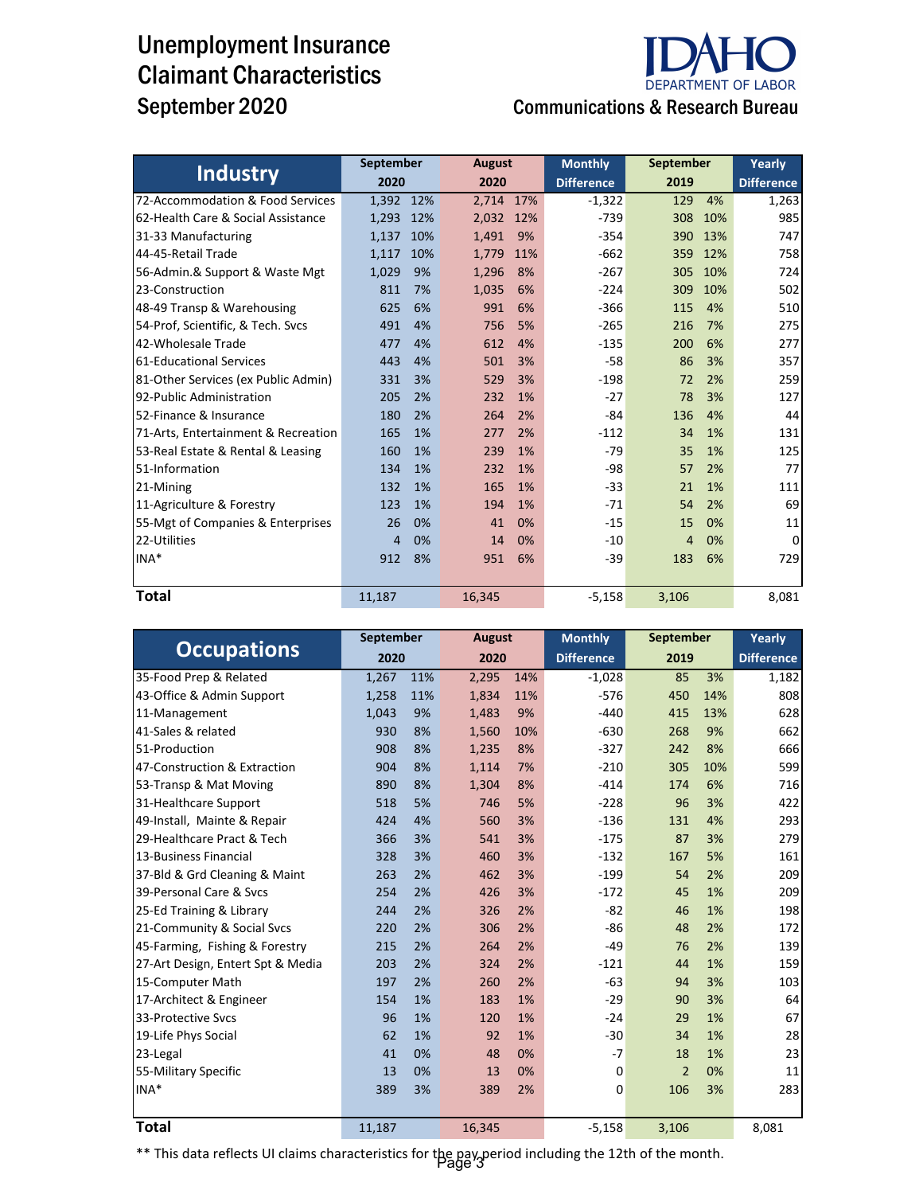# Unemployment Insurance Claimant Characteristics

## September 2020

IDAHO DEPARTMENT OF LABOR

Communications & Research Bureau

| Industry | September 2020 | | August 2020 | | Monthly Difference | September 2019 | | Yearly Difference |
|---|---|---|---|---|---|---|---|---|
| 72-Accommodation & Food Services | 1,392 | 12% | 2,714 | 17% | -1,322 | 129 | 4% | 1,263 |
| 62-Health Care & Social Assistance | 1,293 | 12% | 2,032 | 12% | -739 | 308 | 10% | 985 |
| 31-33 Manufacturing | 1,137 | 10% | 1,491 | 9% | -354 | 390 | 13% | 747 |
| 44-45-Retail Trade | 1,117 | 10% | 1,779 | 11% | -662 | 359 | 12% | 758 |
| 56-Admin.& Support & Waste Mgt | 1,029 | 9% | 1,296 | 8% | -267 | 305 | 10% | 724 |
| 23-Construction | 811 | 7% | 1,035 | 6% | -224 | 309 | 10% | 502 |
| 48-49 Transp & Warehousing | 625 | 6% | 991 | 6% | -366 | 115 | 4% | 510 |
| 54-Prof, Scientific, & Tech. Svcs | 491 | 4% | 756 | 5% | -265 | 216 | 7% | 275 |
| 42-Wholesale Trade | 477 | 4% | 612 | 4% | -135 | 200 | 6% | 277 |
| 61-Educational Services | 443 | 4% | 501 | 3% | -58 | 86 | 3% | 357 |
| 81-Other Services (ex Public Admin) | 331 | 3% | 529 | 3% | -198 | 72 | 2% | 259 |
| 92-Public Administration | 205 | 2% | 232 | 1% | -27 | 78 | 3% | 127 |
| 52-Finance & Insurance | 180 | 2% | 264 | 2% | -84 | 136 | 4% | 44 |
| 71-Arts, Entertainment & Recreation | 165 | 1% | 277 | 2% | -112 | 34 | 1% | 131 |
| 53-Real Estate & Rental & Leasing | 160 | 1% | 239 | 1% | -79 | 35 | 1% | 125 |
| 51-Information | 134 | 1% | 232 | 1% | -98 | 57 | 2% | 77 |
| 21-Mining | 132 | 1% | 165 | 1% | -33 | 21 | 1% | 111 |
| 11-Agriculture & Forestry | 123 | 1% | 194 | 1% | -71 | 54 | 2% | 69 |
| 55-Mgt of Companies & Enterprises | 26 | 0% | 41 | 0% | -15 | 15 | 0% | 11 |
| 22-Utilities | 4 | 0% | 14 | 0% | -10 | 4 | 0% | 0 |
| INA* | 912 | 8% | 951 | 6% | -39 | 183 | 6% | 729 |
| **Total** | 11,187 | | 16,345 | | -5,158 | 3,106 | | 8,081 |

| Occupations | September 2020 | | August 2020 | | Monthly Difference | September 2019 | | Yearly Difference |
|---|---|---|---|---|---|---|---|---|
| 35-Food Prep & Related | 1,267 | 11% | 2,295 | 14% | -1,028 | 85 | 3% | 1,182 |
| 43-Office & Admin Support | 1,258 | 11% | 1,834 | 11% | -576 | 450 | 14% | 808 |
| 11-Management | 1,043 | 9% | 1,483 | 9% | -440 | 415 | 13% | 628 |
| 41-Sales & related | 930 | 8% | 1,560 | 10% | -630 | 268 | 9% | 662 |
| 51-Production | 908 | 8% | 1,235 | 8% | -327 | 242 | 8% | 666 |
| 47-Construction & Extraction | 904 | 8% | 1,114 | 7% | -210 | 305 | 10% | 599 |
| 53-Transp & Mat Moving | 890 | 8% | 1,304 | 8% | -414 | 174 | 6% | 716 |
| 31-Healthcare Support | 518 | 5% | 746 | 5% | -228 | 96 | 3% | 422 |
| 49-Install, Mainte & Repair | 424 | 4% | 560 | 3% | -136 | 131 | 4% | 293 |
| 29-Healthcare Pract & Tech | 366 | 3% | 541 | 3% | -175 | 87 | 3% | 279 |
| 13-Business Financial | 328 | 3% | 460 | 3% | -132 | 167 | 5% | 161 |
| 37-Bld & Grd Cleaning & Maint | 263 | 2% | 462 | 3% | -199 | 54 | 2% | 209 |
| 39-Personal Care & Svcs | 254 | 2% | 426 | 3% | -172 | 45 | 1% | 209 |
| 25-Ed Training & Library | 244 | 2% | 326 | 2% | -82 | 46 | 1% | 198 |
| 21-Community & Social Svcs | 220 | 2% | 306 | 2% | -86 | 48 | 2% | 172 |
| 45-Farming, Fishing & Forestry | 215 | 2% | 264 | 2% | -49 | 76 | 2% | 139 |
| 27-Art Design, Entert Spt & Media | 203 | 2% | 324 | 2% | -121 | 44 | 1% | 159 |
| 15-Computer Math | 197 | 2% | 260 | 2% | -63 | 94 | 3% | 103 |
| 17-Architect & Engineer | 154 | 1% | 183 | 1% | -29 | 90 | 3% | 64 |
| 33-Protective Svcs | 96 | 1% | 120 | 1% | -24 | 29 | 1% | 67 |
| 19-Life Phys Social | 62 | 1% | 92 | 1% | -30 | 34 | 1% | 28 |
| 23-Legal | 41 | 0% | 48 | 0% | -7 | 18 | 1% | 23 |
| 55-Military Specific | 13 | 0% | 13 | 0% | 0 | 2 | 0% | 11 |
| INA* | 389 | 3% | 389 | 2% | 0 | 106 | 3% | 283 |
| **Total** | 11,187 | | 16,345 | | -5,158 | 3,106 | | 8,081 |

** This data reflects UI claims characteristics for the pay period including the 12th of the month.